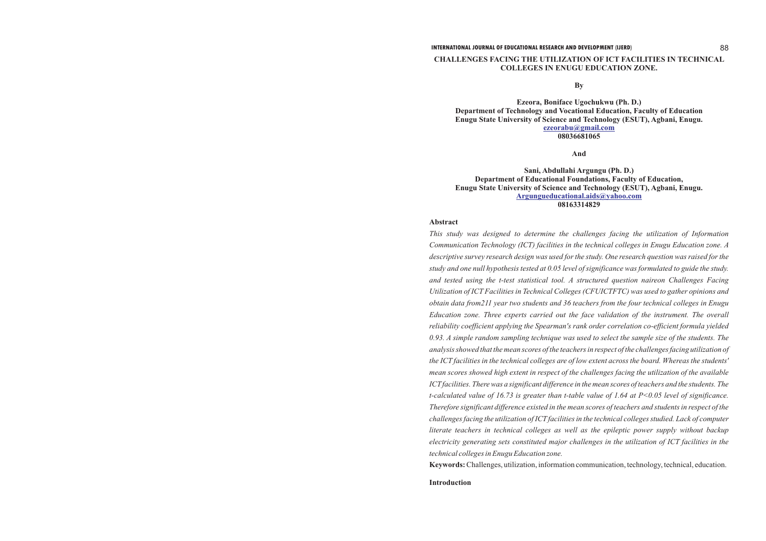# CHALLENGES FACING THE UTILIZATION OF ICT FACILITIES IN TECHNICAL COLLEGES IN ENUGU EDUCATION ZONE.

**By**

**Ezeora, Boniface Ugochukwu (Ph. D.)**
**Department of Technology and Vocational Education, Faculty of Education**
**Enugu State University of Science and Technology (ESUT), Agbani, Enugu.**
**ezeorabu@gmail.com**
**08036681065**

**And**

**Sani, Abdullahi Argungu (Ph. D.)**
**Department of Educational Foundations, Faculty of Education,**
**Enugu State University of Science and Technology (ESUT), Agbani, Enugu.**
**Argungueducational.aids@yahoo.com**
**08163314829**

## Abstract

*This study was designed to determine the challenges facing the utilization of Information Communication Technology (ICT) facilities in the technical colleges in Enugu Education zone. A descriptive survey research design was used for the study. One research question was raised for the study and one null hypothesis tested at 0.05 level of significance was formulated to guide the study. and tested using the t-test statistical tool. A structured question naireon Challenges Facing Utilization of ICT Facilities in Technical Colleges (CFUICTFTC) was used to gather opinions and obtain data from211 year two students and 36 teachers from the four technical colleges in Enugu Education zone. Three experts carried out the face validation of the instrument. The overall reliability coefficient applying the Spearman's rank order correlation co-efficient formula yielded 0.93. A simple random sampling technique was used to select the sample size of the students. The analysis showed that the mean scores of the teachers in respect of the challenges facing utilization of the ICT facilities in the technical colleges are of low extent across the board. Whereas the students' mean scores showed high extent in respect of the challenges facing the utilization of the available ICT facilities. There was a significant difference in the mean scores of teachers and the students. The t-calculated value of 16.73 is greater than t-table value of 1.64 at P<0.05 level of significance. Therefore significant difference existed in the mean scores of teachers and students in respect of the challenges facing the utilization of ICT facilities in the technical colleges studied. Lack of computer literate teachers in technical colleges as well as the epileptic power supply without backup electricity generating sets constituted major challenges in the utilization of ICT facilities in the technical colleges in Enugu Education zone.*

**Keywords:** Challenges, utilization, information communication, technology, technical, education.

## Introduction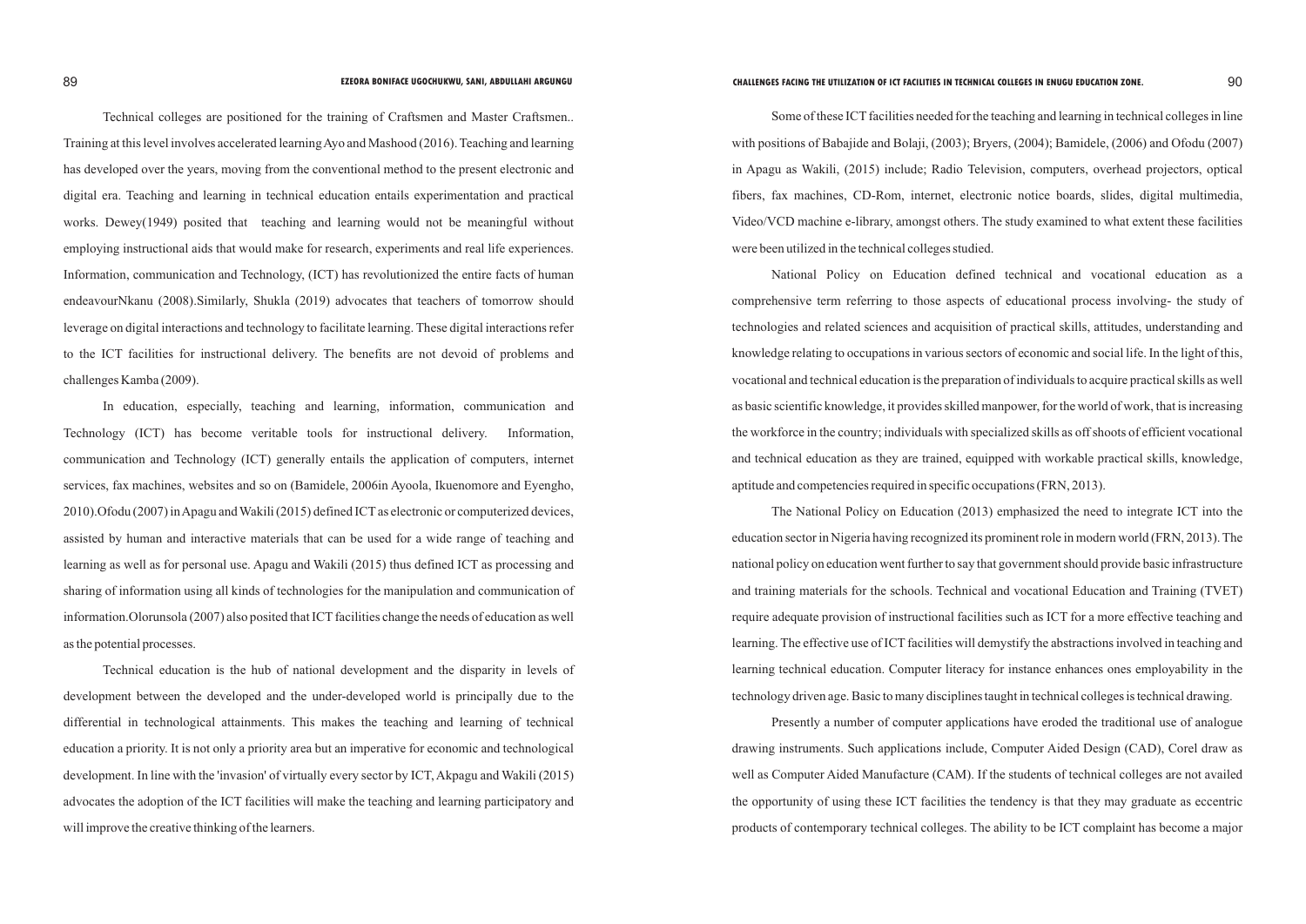Technical colleges are positioned for the training of Craftsmen and Master Craftsmen.. Training at this level involves accelerated learning Ayo and Mashood (2016). Teaching and learning has developed over the years, moving from the conventional method to the present electronic and digital era. Teaching and learning in technical education entails experimentation and practical works. Dewey(1949) posited that teaching and learning would not be meaningful without employing instructional aids that would make for research, experiments and real life experiences. Information, communication and Technology, (ICT) has revolutionized the entire facts of human endeavourNkanu (2008).Similarly, Shukla (2019) advocates that teachers of tomorrow should leverage on digital interactions and technology to facilitate learning. These digital interactions refer to the ICT facilities for instructional delivery. The benefits are not devoid of problems and challenges Kamba (2009).

In education, especially, teaching and learning, information, communication and Technology (ICT) has become veritable tools for instructional delivery. Information, communication and Technology (ICT) generally entails the application of computers, internet services, fax machines, websites and so on (Bamidele, 2006in Ayoola, Ikuenomore and Eyengho, 2010).Ofodu (2007) in Apagu and Wakili (2015) defined ICT as electronic or computerized devices, assisted by human and interactive materials that can be used for a wide range of teaching and learning as well as for personal use. Apagu and Wakili (2015) thus defined ICT as processing and sharing of information using all kinds of technologies for the manipulation and communication of information.Olorunsola (2007) also posited that ICT facilities change the needs of education as well as the potential processes.

Technical education is the hub of national development and the disparity in levels of development between the developed and the under-developed world is principally due to the differential in technological attainments. This makes the teaching and learning of technical education a priority. It is not only a priority area but an imperative for economic and technological development. In line with the 'invasion' of virtually every sector by ICT, Akpagu and Wakili (2015) advocates the adoption of the ICT facilities will make the teaching and learning participatory and will improve the creative thinking of the learners.

Some of these ICT facilities needed for the teaching and learning in technical colleges in line with positions of Babajide and Bolaji, (2003); Bryers, (2004); Bamidele, (2006) and Ofodu (2007) in Apagu as Wakili, (2015) include; Radio Television, computers, overhead projectors, optical fibers, fax machines, CD-Rom, internet, electronic notice boards, slides, digital multimedia, Video/VCD machine e-library, amongst others. The study examined to what extent these facilities were been utilized in the technical colleges studied.

National Policy on Education defined technical and vocational education as a comprehensive term referring to those aspects of educational process involving- the study of technologies and related sciences and acquisition of practical skills, attitudes, understanding and knowledge relating to occupations in various sectors of economic and social life. In the light of this, vocational and technical education is the preparation of individuals to acquire practical skills as well as basic scientific knowledge, it provides skilled manpower, for the world of work, that is increasing the workforce in the country; individuals with specialized skills as off shoots of efficient vocational and technical education as they are trained, equipped with workable practical skills, knowledge, aptitude and competencies required in specific occupations (FRN, 2013).

The National Policy on Education (2013) emphasized the need to integrate ICT into the education sector in Nigeria having recognized its prominent role in modern world (FRN, 2013). The national policy on education went further to say that government should provide basic infrastructure and training materials for the schools. Technical and vocational Education and Training (TVET) require adequate provision of instructional facilities such as ICT for a more effective teaching and learning. The effective use of ICT facilities will demystify the abstractions involved in teaching and learning technical education. Computer literacy for instance enhances ones employability in the technology driven age. Basic to many disciplines taught in technical colleges is technical drawing.

Presently a number of computer applications have eroded the traditional use of analogue drawing instruments. Such applications include, Computer Aided Design (CAD), Corel draw as well as Computer Aided Manufacture (CAM). If the students of technical colleges are not availed the opportunity of using these ICT facilities the tendency is that they may graduate as eccentric products of contemporary technical colleges. The ability to be ICT complaint has become a major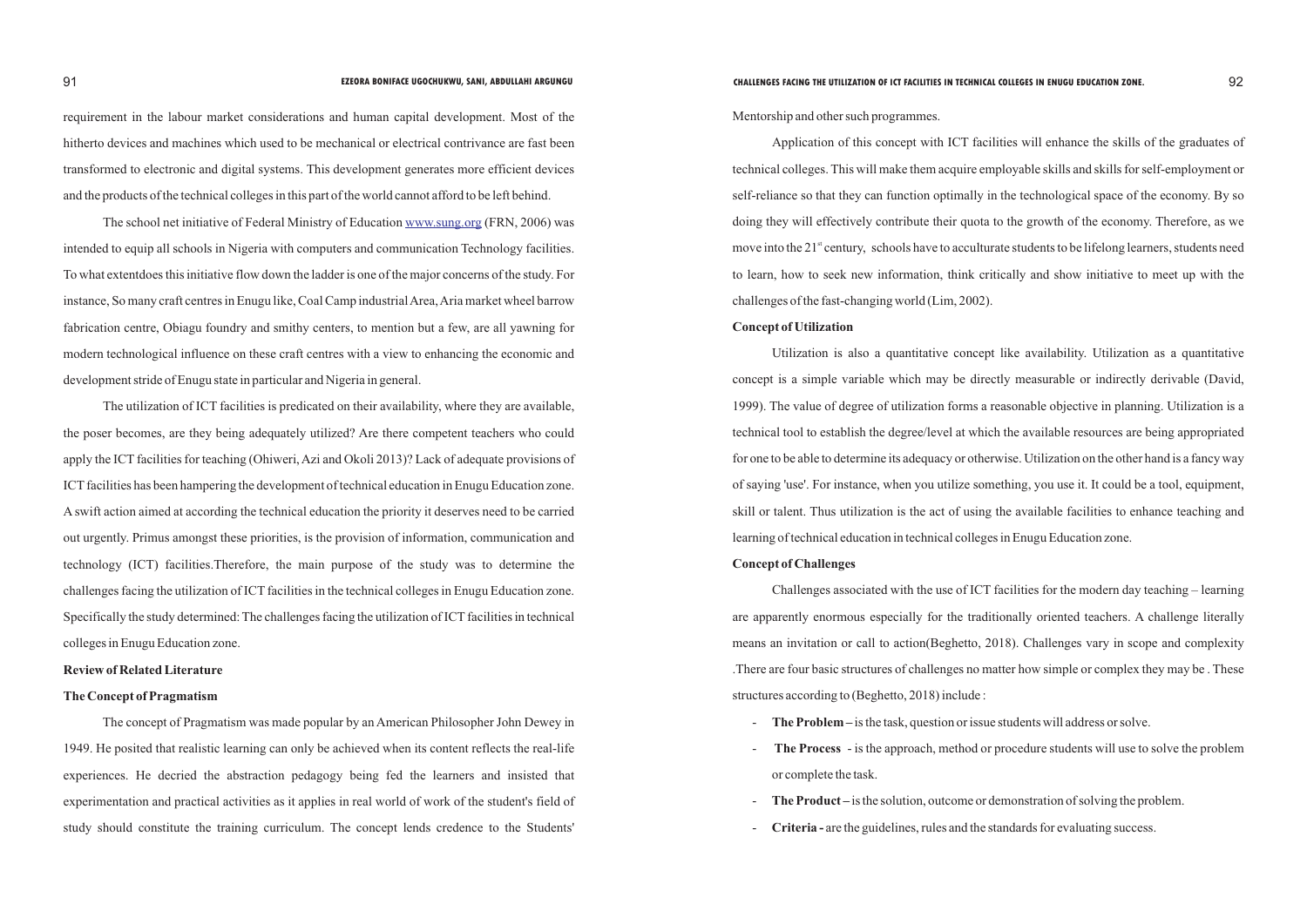requirement in the labour market considerations and human capital development. Most of the hitherto devices and machines which used to be mechanical or electrical contrivance are fast been transformed to electronic and digital systems. This development generates more efficient devices and the products of the technical colleges in this part of the world cannot afford to be left behind.

The school net initiative of Federal Ministry of Education www.sung.org (FRN, 2006) was intended to equip all schools in Nigeria with computers and communication Technology facilities. To what extentdoes this initiative flow down the ladder is one of the major concerns of the study. For instance, So many craft centres in Enugu like, Coal Camp industrial Area, Aria market wheel barrow fabrication centre, Obiagu foundry and smithy centers, to mention but a few, are all yawning for modern technological influence on these craft centres with a view to enhancing the economic and development stride of Enugu state in particular and Nigeria in general.

The utilization of ICT facilities is predicated on their availability, where they are available, the poser becomes, are they being adequately utilized? Are there competent teachers who could apply the ICT facilities for teaching (Ohiweri, Azi and Okoli 2013)? Lack of adequate provisions of ICT facilities has been hampering the development of technical education in Enugu Education zone. A swift action aimed at according the technical education the priority it deserves need to be carried out urgently. Primus amongst these priorities, is the provision of information, communication and technology (ICT) facilities.Therefore, the main purpose of the study was to determine the challenges facing the utilization of ICT facilities in the technical colleges in Enugu Education zone. Specifically the study determined: The challenges facing the utilization of ICT facilities in technical colleges in Enugu Education zone.

**Review of Related Literature**

**The Concept of Pragmatism**

The concept of Pragmatism was made popular by an American Philosopher John Dewey in 1949. He posited that realistic learning can only be achieved when its content reflects the real-life experiences. He decried the abstraction pedagogy being fed the learners and insisted that experimentation and practical activities as it applies in real world of work of the student's field of study should constitute the training curriculum. The concept lends credence to the Students' Mentorship and other such programmes.

Application of this concept with ICT facilities will enhance the skills of the graduates of technical colleges. This will make them acquire employable skills and skills for self-employment or self-reliance so that they can function optimally in the technological space of the economy. By so doing they will effectively contribute their quota to the growth of the economy. Therefore, as we move into the 21st century, schools have to acculturate students to be lifelong learners, students need to learn, how to seek new information, think critically and show initiative to meet up with the challenges of the fast-changing world (Lim, 2002).

**Concept of Utilization**

Utilization is also a quantitative concept like availability. Utilization as a quantitative concept is a simple variable which may be directly measurable or indirectly derivable (David, 1999). The value of degree of utilization forms a reasonable objective in planning. Utilization is a technical tool to establish the degree/level at which the available resources are being appropriated for one to be able to determine its adequacy or otherwise. Utilization on the other hand is a fancy way of saying 'use'. For instance, when you utilize something, you use it. It could be a tool, equipment, skill or talent. Thus utilization is the act of using the available facilities to enhance teaching and learning of technical education in technical colleges in Enugu Education zone.

**Concept of Challenges**

Challenges associated with the use of ICT facilities for the modern day teaching – learning are apparently enormous especially for the traditionally oriented teachers. A challenge literally means an invitation or call to action(Beghetto, 2018). Challenges vary in scope and complexity .There are four basic structures of challenges no matter how simple or complex they may be . These structures according to (Beghetto, 2018) include :

- **The Problem** – is the task, question or issue students will address or solve.
- **The Process** - is the approach, method or procedure students will use to solve the problem or complete the task.
- **The Product** – is the solution, outcome or demonstration of solving the problem.
- **Criteria -** are the guidelines, rules and the standards for evaluating success.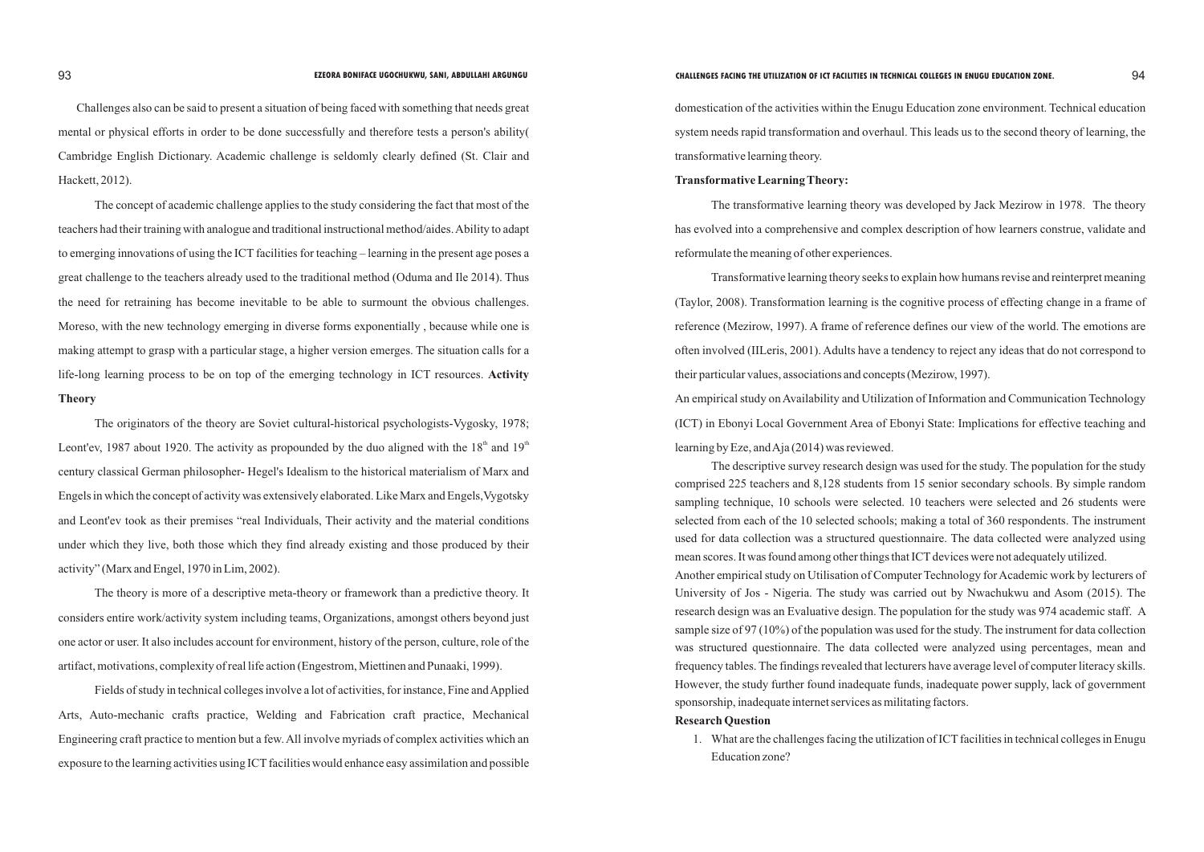Challenges also can be said to present a situation of being faced with something that needs great mental or physical efforts in order to be done successfully and therefore tests a person's ability( Cambridge English Dictionary. Academic challenge is seldomly clearly defined (St. Clair and Hackett, 2012).

The concept of academic challenge applies to the study considering the fact that most of the teachers had their training with analogue and traditional instructional method/aides. Ability to adapt to emerging innovations of using the ICT facilities for teaching – learning in the present age poses a great challenge to the teachers already used to the traditional method (Oduma and Ile 2014). Thus the need for retraining has become inevitable to be able to surmount the obvious challenges. Moreso, with the new technology emerging in diverse forms exponentially , because while one is making attempt to grasp with a particular stage, a higher version emerges. The situation calls for a life-long learning process to be on top of the emerging technology in ICT resources.

**Activity Theory**

The originators of the theory are Soviet cultural-historical psychologists-Vygosky, 1978; Leont'ev, 1987 about 1920. The activity as propounded by the duo aligned with the 18th and 19th century classical German philosopher- Hegel's Idealism to the historical materialism of Marx and Engels in which the concept of activity was extensively elaborated. Like Marx and Engels, Vygotsky and Leont'ev took as their premises "real Individuals, Their activity and the material conditions under which they live, both those which they find already existing and those produced by their activity" (Marx and Engel, 1970 in Lim, 2002).

The theory is more of a descriptive meta-theory or framework than a predictive theory. It considers entire work/activity system including teams, Organizations, amongst others beyond just one actor or user. It also includes account for environment, history of the person, culture, role of the artifact, motivations, complexity of real life action (Engestrom, Miettinen and Punaaki, 1999).

Fields of study in technical colleges involve a lot of activities, for instance, Fine and Applied Arts, Auto-mechanic crafts practice, Welding and Fabrication craft practice, Mechanical Engineering craft practice to mention but a few. All involve myriads of complex activities which an exposure to the learning activities using ICT facilities would enhance easy assimilation and possible domestication of the activities within the Enugu Education zone environment. Technical education system needs rapid transformation and overhaul. This leads us to the second theory of learning, the transformative learning theory.

**Transformative Learning Theory:**

The transformative learning theory was developed by Jack Mezirow in 1978. The theory has evolved into a comprehensive and complex description of how learners construe, validate and reformulate the meaning of other experiences.

Transformative learning theory seeks to explain how humans revise and reinterpret meaning (Taylor, 2008). Transformation learning is the cognitive process of effecting change in a frame of reference (Mezirow, 1997). A frame of reference defines our view of the world. The emotions are often involved (IILeris, 2001). Adults have a tendency to reject any ideas that do not correspond to their particular values, associations and concepts (Mezirow, 1997).

An empirical study on Availability and Utilization of Information and Communication Technology (ICT) in Ebonyi Local Government Area of Ebonyi State: Implications for effective teaching and learning by Eze, and Aja (2014) was reviewed.

The descriptive survey research design was used for the study. The population for the study comprised 225 teachers and 8,128 students from 15 senior secondary schools. By simple random sampling technique, 10 schools were selected. 10 teachers were selected and 26 students were selected from each of the 10 selected schools; making a total of 360 respondents. The instrument used for data collection was a structured questionnaire. The data collected were analyzed using mean scores. It was found among other things that ICT devices were not adequately utilized.

Another empirical study on Utilisation of Computer Technology for Academic work by lecturers of University of Jos - Nigeria. The study was carried out by Nwachukwu and Asom (2015). The research design was an Evaluative design. The population for the study was 974 academic staff. A sample size of 97 (10%) of the population was used for the study. The instrument for data collection was structured questionnaire. The data collected were analyzed using percentages, mean and frequency tables. The findings revealed that lecturers have average level of computer literacy skills. However, the study further found inadequate funds, inadequate power supply, lack of government sponsorship, inadequate internet services as militating factors.

**Research Question**

1. What are the challenges facing the utilization of ICT facilities in technical colleges in Enugu Education zone?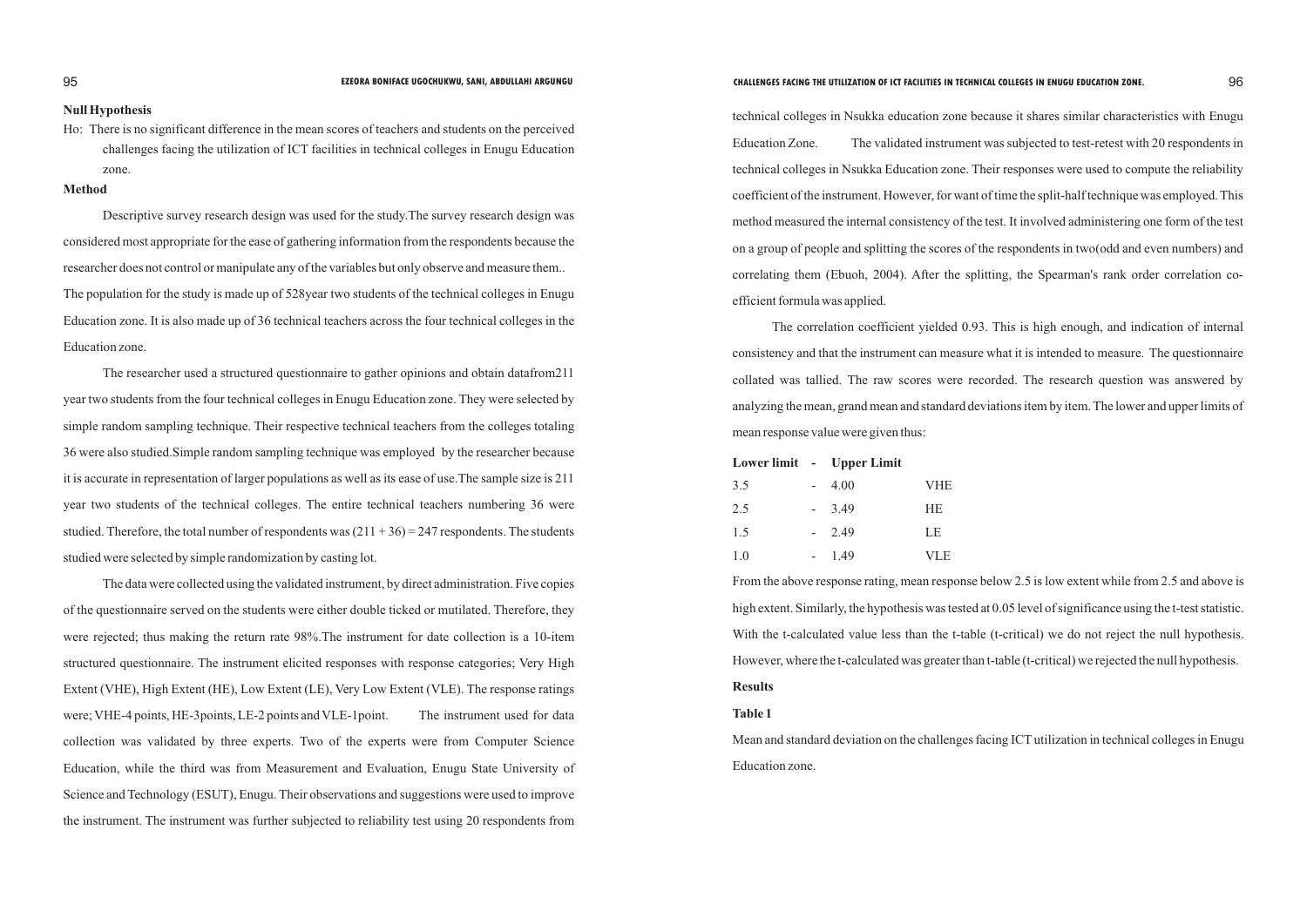**Null Hypothesis**

Ho: There is no significant difference in the mean scores of teachers and students on the perceived challenges facing the utilization of ICT facilities in technical colleges in Enugu Education zone.

**Method**

Descriptive survey research design was used for the study.The survey research design was considered most appropriate for the ease of gathering information from the respondents because the researcher does not control or manipulate any of the variables but only observe and measure them.. The population for the study is made up of 528year two students of the technical colleges in Enugu Education zone. It is also made up of 36 technical teachers across the four technical colleges in the Education zone.

The researcher used a structured questionnaire to gather opinions and obtain datafrom211 year two students from the four technical colleges in Enugu Education zone. They were selected by simple random sampling technique. Their respective technical teachers from the colleges totaling 36 were also studied.Simple random sampling technique was employed by the researcher because it is accurate in representation of larger populations as well as its ease of use.The sample size is 211 year two students of the technical colleges. The entire technical teachers numbering 36 were studied. Therefore, the total number of respondents was (211 + 36) = 247 respondents. The students studied were selected by simple randomization by casting lot.

The data were collected using the validated instrument, by direct administration. Five copies of the questionnaire served on the students were either double ticked or mutilated. Therefore, they were rejected; thus making the return rate 98%.The instrument for date collection is a 10-item structured questionnaire. The instrument elicited responses with response categories; Very High Extent (VHE), High Extent (HE), Low Extent (LE), Very Low Extent (VLE). The response ratings were; VHE-4 points, HE-3points, LE-2 points and VLE-1point. The instrument used for data collection was validated by three experts. Two of the experts were from Computer Science Education, while the third was from Measurement and Evaluation, Enugu State University of Science and Technology (ESUT), Enugu. Their observations and suggestions were used to improve the instrument. The instrument was further subjected to reliability test using 20 respondents from technical colleges in Nsukka education zone because it shares similar characteristics with Enugu Education Zone. The validated instrument was subjected to test-retest with 20 respondents in technical colleges in Nsukka Education zone. Their responses were used to compute the reliability coefficient of the instrument. However, for want of time the split-half technique was employed. This method measured the internal consistency of the test. It involved administering one form of the test on a group of people and splitting the scores of the respondents in two(odd and even numbers) and correlating them (Ebuoh, 2004). After the splitting, the Spearman's rank order correlation co-efficient formula was applied.

The correlation coefficient yielded 0.93. This is high enough, and indication of internal consistency and that the instrument can measure what it is intended to measure. The questionnaire collated was tallied. The raw scores were recorded. The research question was answered by analyzing the mean, grand mean and standard deviations item by item. The lower and upper limits of mean response value were given thus:

| Lower limit | - | Upper Limit | |
|---|---|---|---|
| 3.5 | - | 4.00 | VHE |
| 2.5 | - | 3.49 | HE |
| 1.5 | - | 2.49 | LE |
| 1.0 | - | 1.49 | VLE |

From the above response rating, mean response below 2.5 is low extent while from 2.5 and above is high extent. Similarly, the hypothesis was tested at 0.05 level of significance using the t-test statistic. With the t-calculated value less than the t-table (t-critical) we do not reject the null hypothesis. However, where the t-calculated was greater than t-table (t-critical) we rejected the null hypothesis.

**Results**

**Table 1**

Mean and standard deviation on the challenges facing ICT utilization in technical colleges in Enugu Education zone.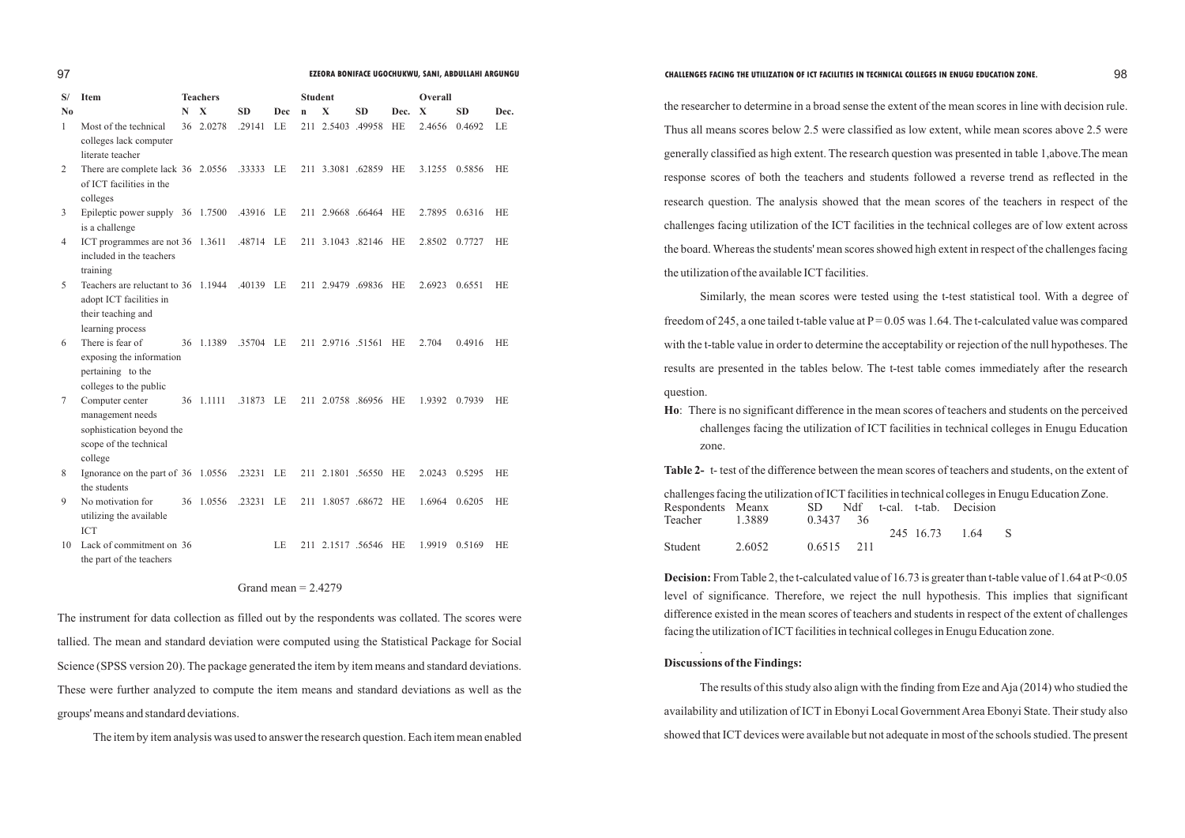| S/No | Item | Teachers | | | | Student | | | | Overall | | |
|---|---|---|---|---|---|---|---|---|---|---|---|---|
| | | N | X | SD | Dec | n | X | SD | Dec. | X | SD | Dec. |
| 1 | Most of the technical colleges lack computer literate teacher | 36 | 2.0278 | .29141 | LE | 211 | 2.5403 | .49958 | HE | 2.4656 | 0.4692 | LE |
| 2 | There are complete lack of ICT facilities in the colleges | 36 | 2.0556 | .33333 | LE | 211 | 3.3081 | .62859 | HE | 3.1255 | 0.5856 | HE |
| 3 | Epileptic power supply is a challenge | 36 | 1.7500 | .43916 | LE | 211 | 2.9668 | .66464 | HE | 2.7895 | 0.6316 | HE |
| 4 | ICT programmes are not included in the teachers training | 36 | 1.3611 | .48714 | LE | 211 | 3.1043 | .82146 | HE | 2.8502 | 0.7727 | HE |
| 5 | Teachers are reluctant to adopt ICT facilities in their teaching and learning process | 36 | 1.1944 | .40139 | LE | 211 | 2.9479 | .69836 | HE | 2.6923 | 0.6551 | HE |
| 6 | There is fear of exposing the information pertaining to the colleges to the public | 36 | 1.1389 | .35704 | LE | 211 | 2.9716 | .51561 | HE | 2.704 | 0.4916 | HE |
| 7 | Computer center management needs sophistication beyond the scope of the technical college | 36 | 1.1111 | .31873 | LE | 211 | 2.0758 | .86956 | HE | 1.9392 | 0.7939 | HE |
| 8 | Ignorance on the part of the students | 36 | 1.0556 | .23231 | LE | 211 | 2.1801 | .56550 | HE | 2.0243 | 0.5295 | HE |
| 9 | No motivation for utilizing the available ICT | 36 | 1.0556 | .23231 | LE | 211 | 1.8057 | .68672 | HE | 1.6964 | 0.6205 | HE |
| 10 | Lack of commitment on the part of the teachers | 36 | | | LE | 211 | 2.1517 | .56546 | HE | 1.9919 | 0.5169 | HE |

Grand mean = 2.4279

The instrument for data collection as filled out by the respondents was collated. The scores were tallied. The mean and standard deviation were computed using the Statistical Package for Social Science (SPSS version 20). The package generated the item by item means and standard deviations. These were further analyzed to compute the item means and standard deviations as well as the groups' means and standard deviations.

The item by item analysis was used to answer the research question. Each item mean enabled the researcher to determine in a broad sense the extent of the mean scores in line with decision rule. Thus all means scores below 2.5 were classified as low extent, while mean scores above 2.5 were generally classified as high extent. The research question was presented in table 1,above.The mean response scores of both the teachers and students followed a reverse trend as reflected in the research question. The analysis showed that the mean scores of the teachers in respect of the challenges facing utilization of the ICT facilities in the technical colleges are of low extent across the board. Whereas the students' mean scores showed high extent in respect of the challenges facing the utilization of the available ICT facilities.

Similarly, the mean scores were tested using the t-test statistical tool. With a degree of freedom of 245, a one tailed t-table value at P = 0.05 was 1.64. The t-calculated value was compared with the t-table value in order to determine the acceptability or rejection of the null hypotheses. The results are presented in the tables below. The t-test table comes immediately after the research question.

**Ho**: There is no significant difference in the mean scores of teachers and students on the perceived challenges facing the utilization of ICT facilities in technical colleges in Enugu Education zone.

**Table 2-** t- test of the difference between the mean scores of teachers and students, on the extent of challenges facing the utilization of ICT facilities in technical colleges in Enugu Education Zone.

| Respondents | Meanx | SD | N | df | t-cal. | t-tab. | Decision |
|---|---|---|---|---|---|---|---|
| Teacher | 1.3889 | 0.3437 | 36 | 245 | 16.73 | 1.64 | S |
| Student | 2.6052 | 0.6515 | 211 | | | | |

**Decision:** From Table 2, the t-calculated value of 16.73 is greater than t-table value of 1.64 at $P<0.05$ level of significance. Therefore, we reject the null hypothesis. This implies that significant difference existed in the mean scores of teachers and students in respect of the extent of challenges facing the utilization of ICT facilities in technical colleges in Enugu Education zone.

## Discussions of the Findings:

The results of this study also align with the finding from Eze and Aja (2014) who studied the availability and utilization of ICT in Ebonyi Local Government Area Ebonyi State. Their study also showed that ICT devices were available but not adequate in most of the schools studied. The present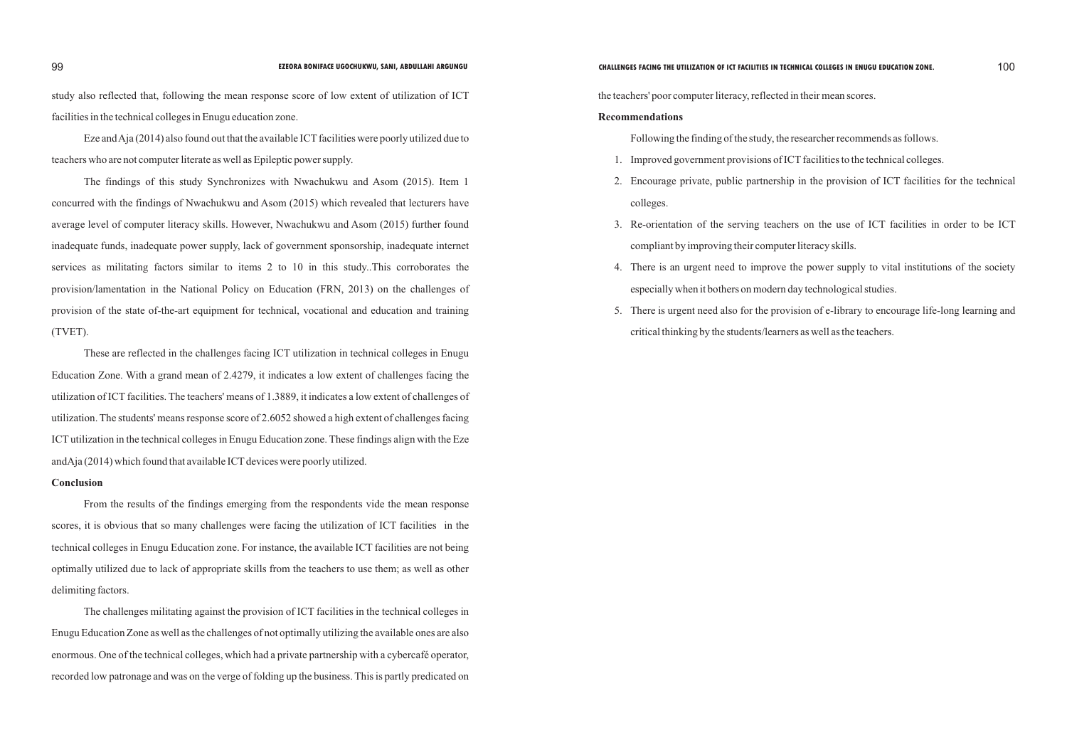study also reflected that, following the mean response score of low extent of utilization of ICT facilities in the technical colleges in Enugu education zone.

Eze and Aja (2014) also found out that the available ICT facilities were poorly utilized due to teachers who are not computer literate as well as Epileptic power supply.

The findings of this study Synchronizes with Nwachukwu and Asom (2015). Item 1 concurred with the findings of Nwachukwu and Asom (2015) which revealed that lecturers have average level of computer literacy skills. However, Nwachukwu and Asom (2015) further found inadequate funds, inadequate power supply, lack of government sponsorship, inadequate internet services as militating factors similar to items 2 to 10 in this study..This corroborates the provision/lamentation in the National Policy on Education (FRN, 2013) on the challenges of provision of the state of-the-art equipment for technical, vocational and education and training (TVET).

These are reflected in the challenges facing ICT utilization in technical colleges in Enugu Education Zone. With a grand mean of 2.4279, it indicates a low extent of challenges facing the utilization of ICT facilities. The teachers' means of 1.3889, it indicates a low extent of challenges of utilization. The students' means response score of 2.6052 showed a high extent of challenges facing ICT utilization in the technical colleges in Enugu Education zone. These findings align with the Eze andAja (2014) which found that available ICT devices were poorly utilized.

**Conclusion**

From the results of the findings emerging from the respondents vide the mean response scores, it is obvious that so many challenges were facing the utilization of ICT facilities in the technical colleges in Enugu Education zone. For instance, the available ICT facilities are not being optimally utilized due to lack of appropriate skills from the teachers to use them; as well as other delimiting factors.

The challenges militating against the provision of ICT facilities in the technical colleges in Enugu Education Zone as well as the challenges of not optimally utilizing the available ones are also enormous. One of the technical colleges, which had a private partnership with a cybercafé operator, recorded low patronage and was on the verge of folding up the business. This is partly predicated on the teachers' poor computer literacy, reflected in their mean scores.

**Recommendations**

Following the finding of the study, the researcher recommends as follows.

1. Improved government provisions of ICT facilities to the technical colleges.
2. Encourage private, public partnership in the provision of ICT facilities for the technical colleges.
3. Re-orientation of the serving teachers on the use of ICT facilities in order to be ICT compliant by improving their computer literacy skills.
4. There is an urgent need to improve the power supply to vital institutions of the society especially when it bothers on modern day technological studies.
5. There is urgent need also for the provision of e-library to encourage life-long learning and critical thinking by the students/learners as well as the teachers.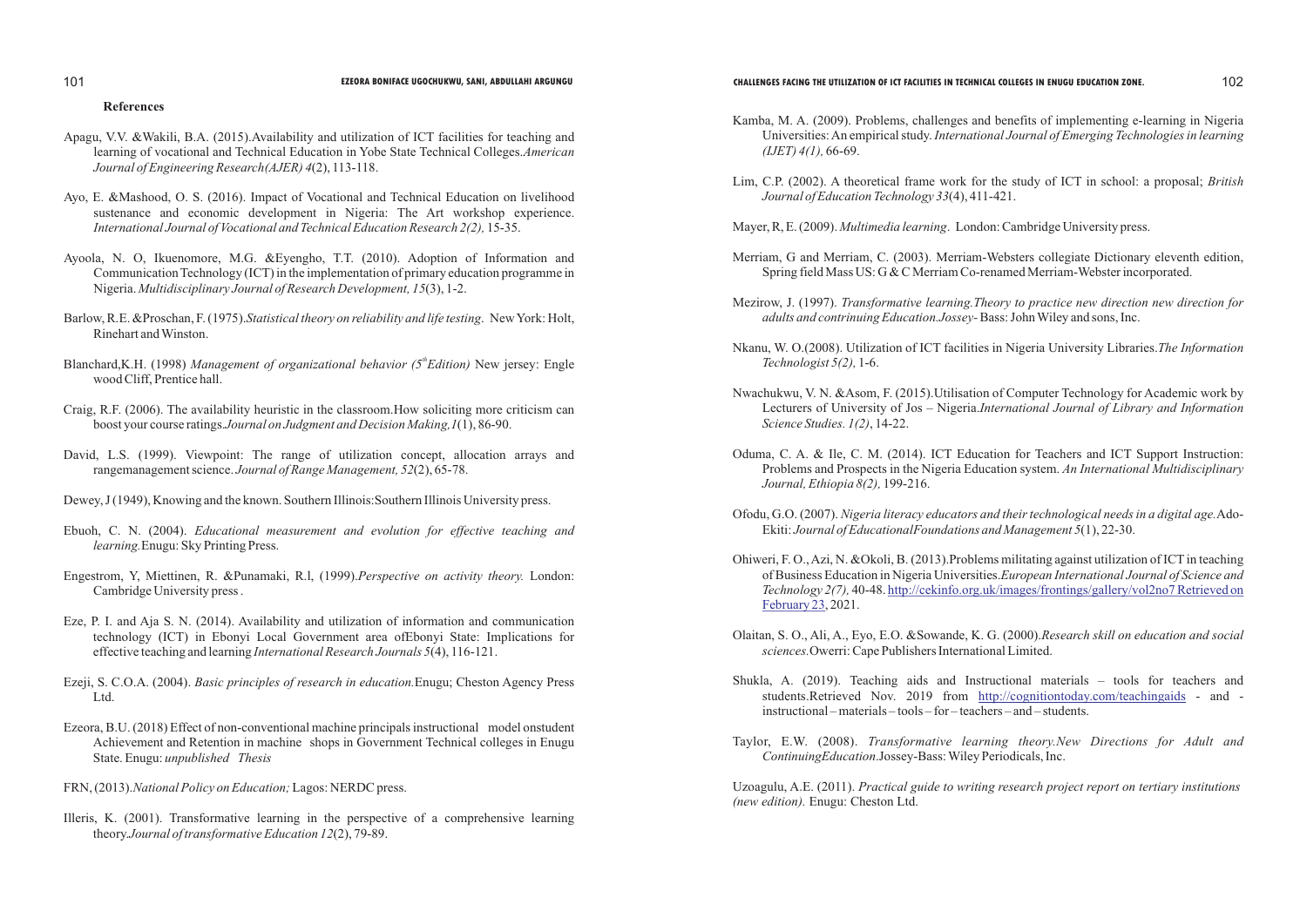**References**

Apagu, V.V. &Wakili, B.A. (2015).Availability and utilization of ICT facilities for teaching and learning of vocational and Technical Education in Yobe State Technical Colleges.*American Journal of Engineering Research(AJER) 4*(2), 113-118.

Ayo, E. &Mashood, O. S. (2016). Impact of Vocational and Technical Education on livelihood sustenance and economic development in Nigeria: The Art workshop experience. *International Journal of Vocational and Technical Education Research 2(2),* 15-35.

Ayoola, N. O, Ikuenomore, M.G. &Eyengho, T.T. (2010). Adoption of Information and Communication Technology (ICT) in the implementation of primary education programme in Nigeria. *Multidisciplinary Journal of Research Development, 15*(3), 1-2.

Barlow, R.E. &Proschan, F. (1975).*Statistical theory on reliability and life testing*. New York: Holt, Rinehart and Winston.

Blanchard,K.H. (1998) *Management of organizational behavior (5th Edition)* New jersey: Engle wood Cliff, Prentice hall.

Craig, R.F. (2006). The availability heuristic in the classroom.How soliciting more criticism can boost your course ratings.*Journal on Judgment and Decision Making,1*(1), 86-90.

David, L.S. (1999). Viewpoint: The range of utilization concept, allocation arrays and rangemanagement science. *Journal of Range Management, 52*(2), 65-78.

Dewey, J (1949), Knowing and the known. Southern Illinois:Southern Illinois University press.

Ebuoh, C. N. (2004). *Educational measurement and evolution for effective teaching and learning.*Enugu: Sky Printing Press.

Engestrom, Y, Miettinen, R. &Punamaki, R.l, (1999).*Perspective on activity theory.* London: Cambridge University press .

Eze, P. I. and Aja S. N. (2014). Availability and utilization of information and communication technology (ICT) in Ebonyi Local Government area ofEbonyi State: Implications for effective teaching and learning *International Research Journals 5*(4), 116-121.

Ezeji, S. C.O.A. (2004). *Basic principles of research in education.*Enugu; Cheston Agency Press Ltd.

Ezeora, B.U. (2018) Effect of non-conventional machine principals instructional model onstudent Achievement and Retention in machine shops in Government Technical colleges in Enugu State. Enugu: *unpublished Thesis*

FRN, (2013).*National Policy on Education;* Lagos: NERDC press.

Illeris, K. (2001). Transformative learning in the perspective of a comprehensive learning theory.*Journal of transformative Education 12*(2), 79-89.

Kamba, M. A. (2009). Problems, challenges and benefits of implementing e-learning in Nigeria Universities: An empirical study. *International Journal of Emerging Technologies in learning (IJET) 4(1),* 66-69.

Lim, C.P. (2002). A theoretical frame work for the study of ICT in school: a proposal; *British Journal of Education Technology 33*(4), 411-421.

Mayer, R, E. (2009). *Multimedia learning*. London: Cambridge University press.

Merriam, G and Merriam, C. (2003). Merriam-Websters collegiate Dictionary eleventh edition, Spring field Mass US: G & C Merriam Co-renamed Merriam-Webster incorporated.

Mezirow, J. (1997). *Transformative learning.Theory to practice new direction new direction for adults and contrinuing Education.Jossey-* Bass: John Wiley and sons, Inc.

Nkanu, W. O.(2008). Utilization of ICT facilities in Nigeria University Libraries.*The Information Technologist 5(2),* 1-6.

Nwachukwu, V. N. &Asom, F. (2015).Utilisation of Computer Technology for Academic work by Lecturers of University of Jos – Nigeria.*International Journal of Library and Information Science Studies. 1(2)*, 14-22.

Oduma, C. A. & Ile, C. M. (2014). ICT Education for Teachers and ICT Support Instruction: Problems and Prospects in the Nigeria Education system. *An International Multidisciplinary Journal, Ethiopia 8(2),* 199-216.

Ofodu, G.O. (2007). *Nigeria literacy educators and their technological needs in a digital age.*Ado-Ekiti: *Journal of EducationalFoundations and Management 5*(1), 22-30.

Ohiweri, F. O., Azi, N. &Okoli, B. (2013).Problems militating against utilization of ICT in teaching of Business Education in Nigeria Universities.*European International Journal of Science and Technology 2(7),* 40-48. http://cekinfo.org.uk/images/frontings/gallery/vol2no7 Retrieved on February 23, 2021.

Olaitan, S. O., Ali, A., Eyo, E.O. &Sowande, K. G. (2000).*Research skill on education and social sciences.*Owerri: Cape Publishers International Limited.

Shukla, A. (2019). Teaching aids and Instructional materials – tools for teachers and students.Retrieved Nov. 2019 from http://cognitiontoday.com/teachingaids - and - instructional – materials – tools – for – teachers – and – students.

Taylor, E.W. (2008). *Transformative learning theory.New Directions for Adult and ContinuingEducation.*Jossey-Bass: Wiley Periodicals, Inc.

Uzoagulu, A.E. (2011). *Practical guide to writing research project report on tertiary institutions (new edition).* Enugu: Cheston Ltd.